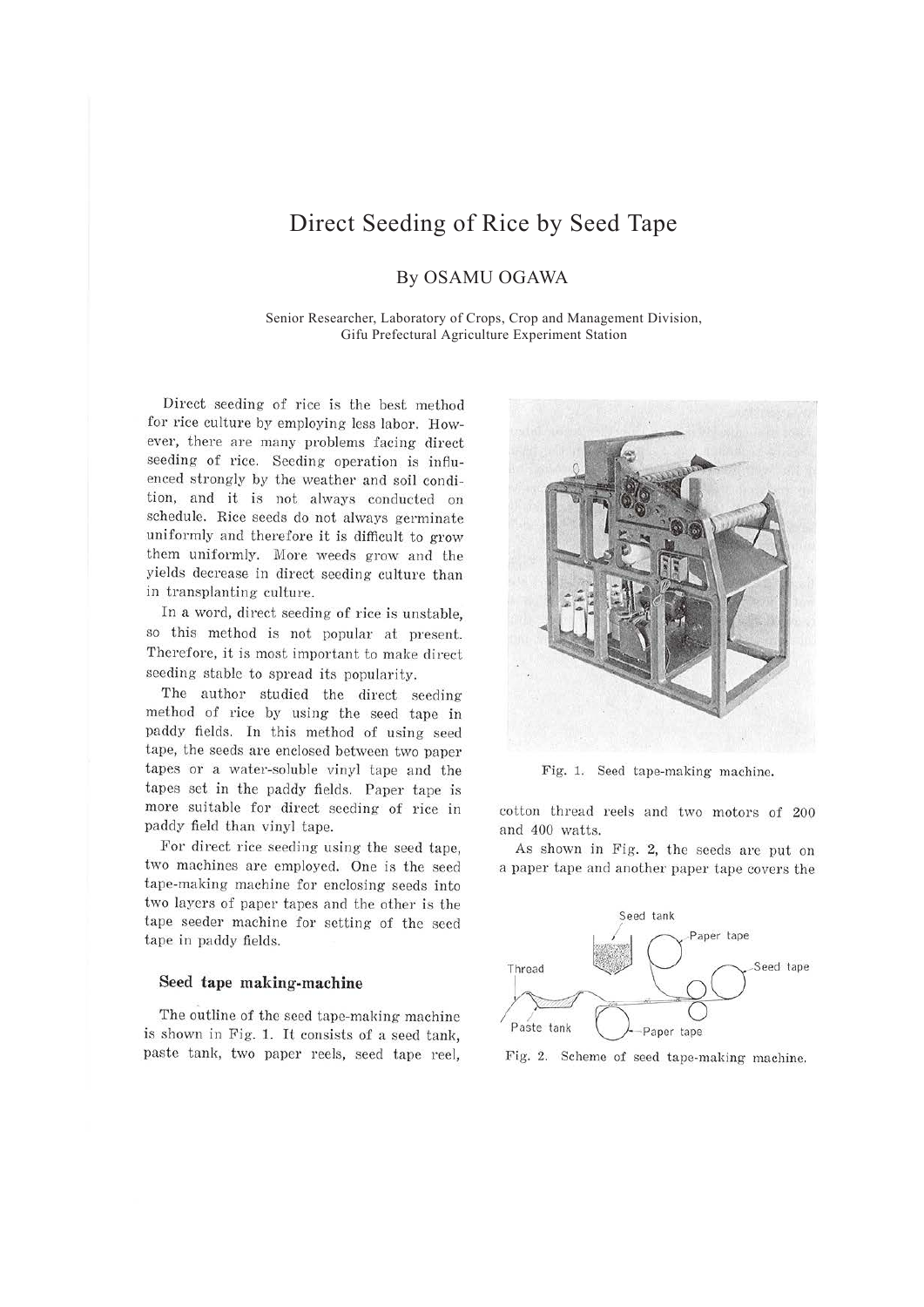# Direct Seeding of Rice by Seed Tape

By OSAMU OGAWA

Senior Researcher, Laboratory of Crops, Crop and Management Division, Gifu Prefectural Agriculture Experiment Station

Direct seeding of rice is the best method for rice culture by employing less labor. However, there are many problems facing direct seeding of rice. Seeding operation is influenced strongly by the weather and soil condition, and it is not always conducted on schedule. Rice seeds do not always germinate uniformly and therefore it is difficult to grow them uniformly. More weeds grow and the yields decrease in direct seeding culture than in transplanting culture.

In a word, direct seeding of rice is unstable, so this method is not popular at present. Therefore, it is most important to make direct seeding stable to spread its popularity.

The author studied the direct seeding method of rice by using the seed tape in paddy fields. In this method of using seed tape, the seeds are enclosed between two paper tapes or a water-soluble vinyl tape and the tapes set in the paddy fields. Paper tape is more suitable for direct seeding of rice in paddy field than vinyl tape.

For direct rice seeding using the seed tape, two machines are employed. One is the seed tape-making machine for enclosing seeds into two layers of paper tapes and the other is the tape seeder machine for setting of the seed tape in paddy fields.

## Seed tape making-machine

The outline of the seed tape-making machine is shown in Fig. 1. It consists of a seed tank, paste tank, two paper reels, seed tape reel, cotton thread reels and two motors of 200 and 400 watts.

Fig. 1. Seed tape-making machine.

As shown in Fig. 2, the seeds are put on a paper tape and another paper tape covers the

Fig. 2. Scheme of seed tape-making machine.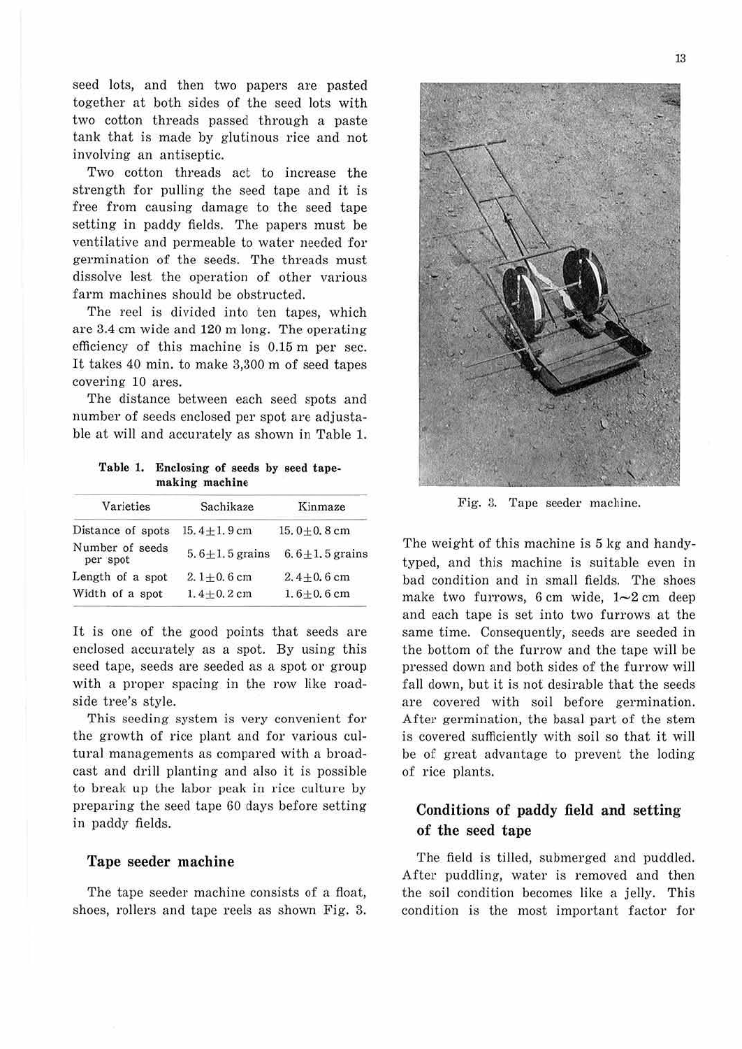seed lots, and then two papers are pasted together at both sides of the seed lots with two cotton threads passed through a paste tank that is made by glutinous rice and not involving an antiseptic.

Two cotton threads act to increase the strength for pulling the seed tape and it is free from causing damage to the seed tape setting in paddy fields. The papers must be ventilative and permeable to water needed for germination of the seeds. The threads must dissolve lest the operation of other various farm machines should be obstructed.

The reel is divided into ten tapes, which are 3.4 cm wide and 120 m long. The operating efficiency of this machine is 0.15 m per sec. It takes 40 min. to make 3,300 m of seed tapes covering 10 ares.

The distance between each seed spots and number of seeds enclosed per spot are adjustable at will and accurately as shown in Table 1.

**Table 1. Enclosing of seeds by seed tape-making machine**

| Varieties | Sachikaze | Kinmaze |
|---|---|---|
| Distance of spots | $15.4 \pm 1.9$ cm | $15.0 \pm 0.8$ cm |
| Number of seeds per spot | $5.6 \pm 1.5$ grains | $6.6 \pm 1.5$ grains |
| Length of a spot | $2.1 \pm 0.6$ cm | $2.4 \pm 0.6$ cm |
| Width of a spot | $1.4 \pm 0.2$ cm | $1.6 \pm 0.6$ cm |

It is one of the good points that seeds are enclosed accurately as a spot. By using this seed tape, seeds are seeded as a spot or group with a proper spacing in the row like roadside tree's style.

This seeding system is very convenient for the growth of rice plant and for various cultural managements as compared with a broadcast and drill planting and also it is possible to break up the labor peak in rice culture by preparing the seed tape 60 days before setting in paddy fields.

## Tape seeder machine

The tape seeder machine consists of a float, shoes, rollers and tape reels as shown Fig. 3.

Fig. 3. Tape seeder machine.

The weight of this machine is 5 kg and handy-typed, and this machine is suitable even in bad condition and in small fields. The shoes make two furrows, 6 cm wide, 1~2 cm deep and each tape is set into two furrows at the same time. Consequently, seeds are seeded in the bottom of the furrow and the tape will be pressed down and both sides of the furrow will fall down, but it is not desirable that the seeds are covered with soil before germination. After germination, the basal part of the stem is covered sufficiently with soil so that it will be of great advantage to prevent the loding of rice plants.

## Conditions of paddy field and setting of the seed tape

The field is tilled, submerged and puddled. After puddling, water is removed and then the soil condition becomes like a jelly. This condition is the most important factor for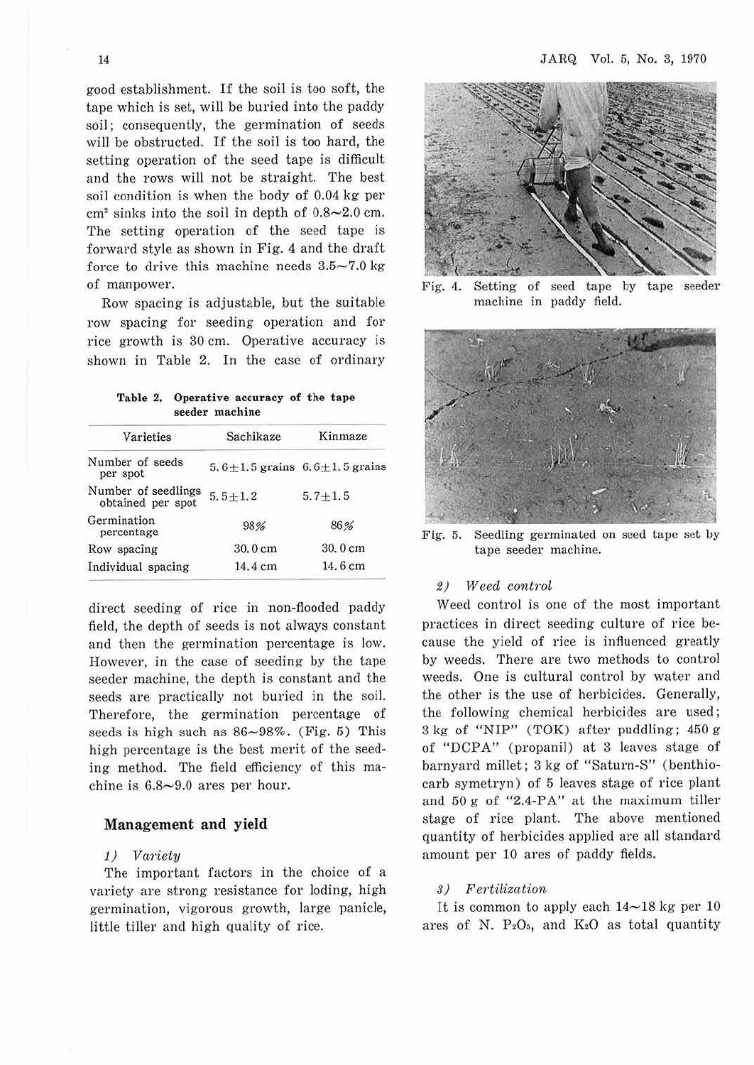good establishment. If the soil is too soft, the tape which is set, will be buried into the paddy soil; consequently, the germination of seeds will be obstructed. If the soil is too hard, the setting operation of the seed tape is difficult and the rows will not be straight. The best soil condition is when the body of 0.04 kg per $cm^2$ sinks into the soil in depth of 0.8~2.0 cm. The setting operation of the seed tape is forward style as shown in Fig. 4 and the draft force to drive this machine needs 3.5~7.0 kg of manpower.

Row spacing is adjustable, but the suitable row spacing for seeding operation and for rice growth is 30 cm. Operative accuracy is shown in Table 2. In the case of ordinary direct seeding of rice in non-flooded paddy field, the depth of seeds is not always constant and then the germination percentage is low. However, in the case of seeding by the tape seeder machine, the depth is constant and the seeds are practically not buried in the soil. Therefore, the germination percentage of seeds is high such as 86~98%. (Fig. 5) This high percentage is the best merit of the seeding method. The field efficiency of this machine is 6.8~9.0 ares per hour.

**Table 2. Operative accuracy of the tape seeder machine**

| Varieties | Sachikaze | Kinmaze |
|---|---|---|
| Number of seeds per spot | 5.6±1.5 grains | 6.6±1.5 grains |
| Number of seedlings obtained per spot | 5.5±1.2 | 5.7±1.5 |
| Germination percentage | 98% | 86% |
| Row spacing | 30.0 cm | 30.0 cm |
| Individual spacing | 14.4 cm | 14.6 cm |

Fig. 4. Setting of seed tape by tape seeder machine in paddy field.

Fig. 5. Seedling germinated on seed tape set by tape seeder machine.

## Management and yield

*1) Variety*

The important factors in the choice of a variety are strong resistance for loding, high germination, vigorous growth, large panicle, little tiller and high quality of rice.

*2) Weed control*

Weed control is one of the most important practices in direct seeding culture of rice because the yield of rice is influenced greatly by weeds. There are two methods to control weeds. One is cultural control by water and the other is the use of herbicides. Generally, the following chemical herbicides are used; 3 kg of "NIP" (TOK) after puddling; 450 g of "DCPA" (propanil) at 3 leaves stage of barnyard millet; 3 kg of "Saturn-S" (benthiocarb symetryn) of 5 leaves stage of rice plant and 50 g of "2.4-PA" at the maximum tiller stage of rice plant. The above mentioned quantity of herbicides applied are all standard amount per 10 ares of paddy fields.

*3) Fertilization*

It is common to apply each 14~18 kg per 10 ares of N. $P_2O_5$, and $K_2O$ as total quantity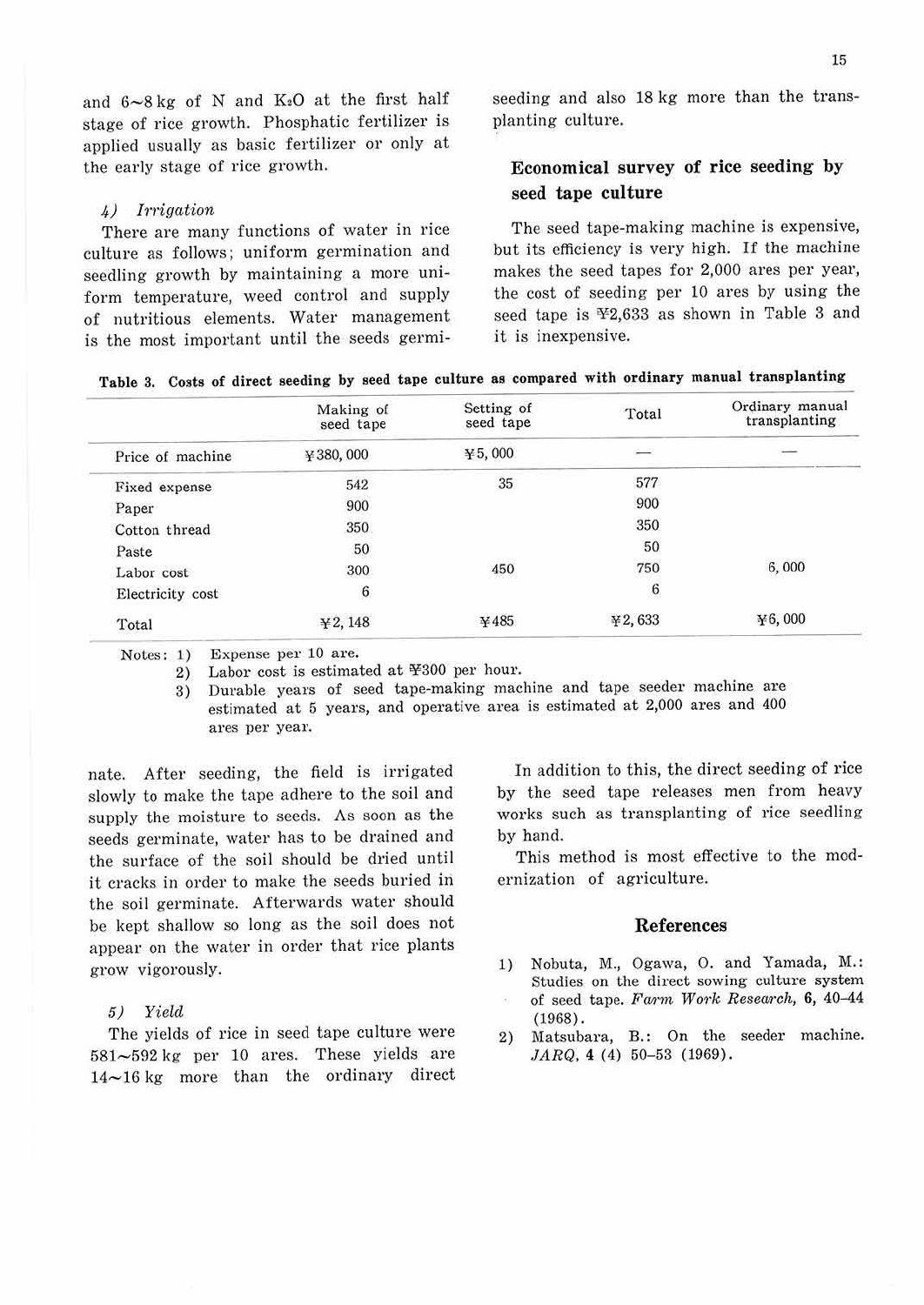and 6~8 kg of N and $K_2O$ at the first half stage of rice growth. Phosphatic fertilizer is applied usually as basic fertilizer or only at the early stage of rice growth.

*4) Irrigation*

There are many functions of water in rice culture as follows; uniform germination and seedling growth by maintaining a more uniform temperature, weed control and supply of nutritious elements. Water management is the most important until the seeds germinate. After seeding, the field is irrigated slowly to make the tape adhere to the soil and supply the moisture to seeds. As soon as the seeds germinate, water has to be drained and the surface of the soil should be dried until it cracks in order to make the seeds buried in the soil germinate. Afterwards water should be kept shallow so long as the soil does not appear on the water in order that rice plants grow vigorously.

*5) Yield*

The yields of rice in seed tape culture were 581~592 kg per 10 ares. These yields are 14~16 kg more than the ordinary direct seeding and also 18 kg more than the transplanting culture.

## Economical survey of rice seeding by seed tape culture

The seed tape-making machine is expensive, but its efficiency is very high. If the machine makes the seed tapes for 2,000 ares per year, the cost of seeding per 10 ares by using the seed tape is ¥2,633 as shown in Table 3 and it is inexpensive.

**Table 3. Costs of direct seeding by seed tape culture as compared with ordinary manual transplanting**

| | Making of seed tape | Setting of seed tape | Total | Ordinary manual transplanting |
|---|---|---|---|---|
| Price of machine | ¥380, 000 | ¥5, 000 | — | — |
| Fixed expense | 542 | 35 | 577 | |
| Paper | 900 | | 900 | |
| Cotton thread | 350 | | 350 | |
| Paste | 50 | | 50 | |
| Labor cost | 300 | 450 | 750 | 6, 000 |
| Electricity cost | 6 | | 6 | |
| Total | ¥2, 148 | ¥485 | ¥2, 633 | ¥6, 000 |

Notes: 1) Expense per 10 are.
2) Labor cost is estimated at ¥300 per hour.
3) Durable years of seed tape-making machine and tape seeder machine are estimated at 5 years, and operative area is estimated at 2,000 ares and 400 ares per year.

In addition to this, the direct seeding of rice by the seed tape releases men from heavy works such as transplanting of rice seedling by hand.

This method is most effective to the modernization of agriculture.

## References

1) Nobuta, M., Ogawa, O. and Yamada, M.: Studies on the direct sowing culture system of seed tape. *Farm Work Research*, **6**, 40–44 (1968).
2) Matsubara, B.: On the seeder machine. *JARQ*, **4** (4) 50–53 (1969).